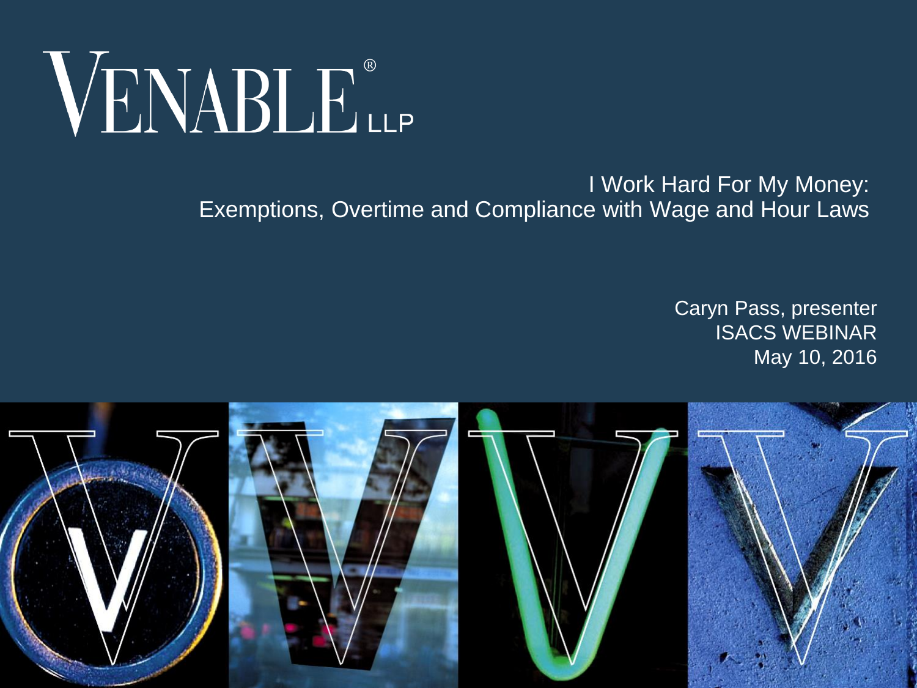VENABLE® LLP

# I Work Hard For My Money: Exemptions, Overtime and Compliance with Wage and Hour Laws

Caryn Pass, presenter
ISACS WEBINAR
May 10, 2016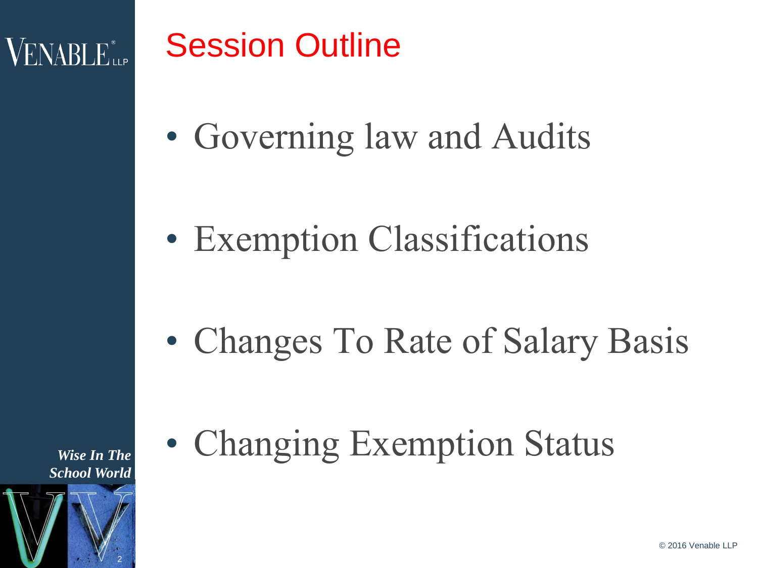# Session Outline

- Governing law and Audits
- Exemption Classifications
- Changes To Rate of Salary Basis
- Changing Exemption Status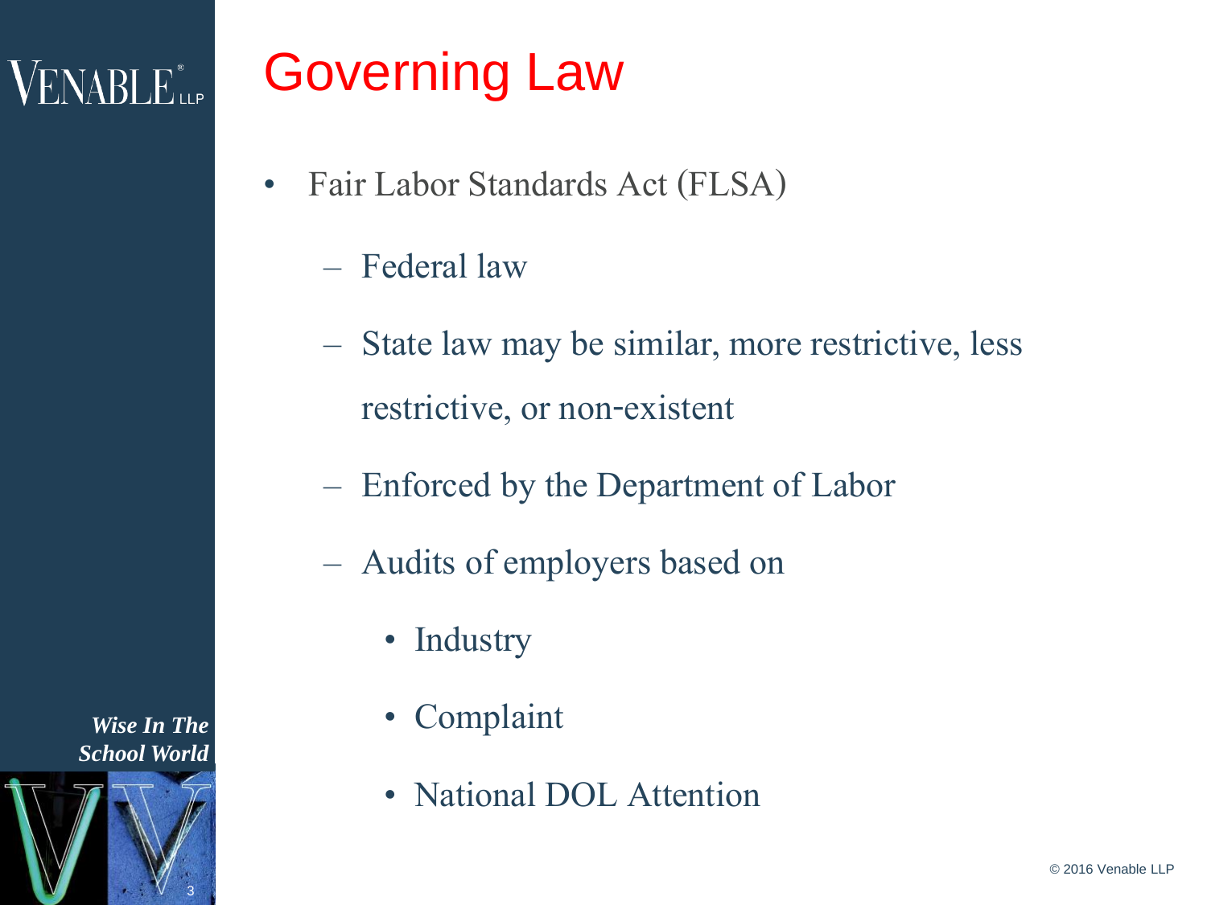# Governing Law

- Fair Labor Standards Act (FLSA)
  - Federal law
  - State law may be similar, more restrictive, less restrictive, or non-existent
  - Enforced by the Department of Labor
  - Audits of employers based on
    - Industry
    - Complaint
    - National DOL Attention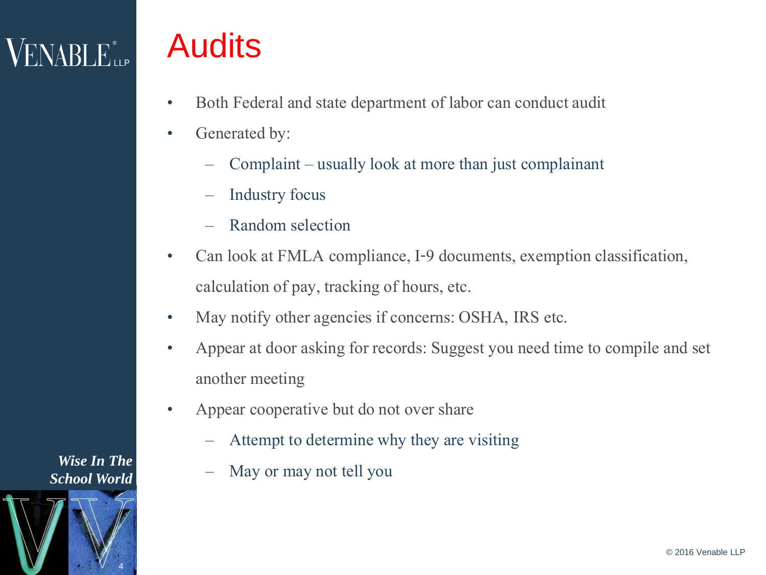# Audits

- Both Federal and state department of labor can conduct audit
- Generated by:
  - Complaint – usually look at more than just complainant
  - Industry focus
  - Random selection
- Can look at FMLA compliance, I-9 documents, exemption classification, calculation of pay, tracking of hours, etc.
- May notify other agencies if concerns: OSHA, IRS etc.
- Appear at door asking for records: Suggest you need time to compile and set another meeting
- Appear cooperative but do not over share
  - Attempt to determine why they are visiting
  - May or may not tell you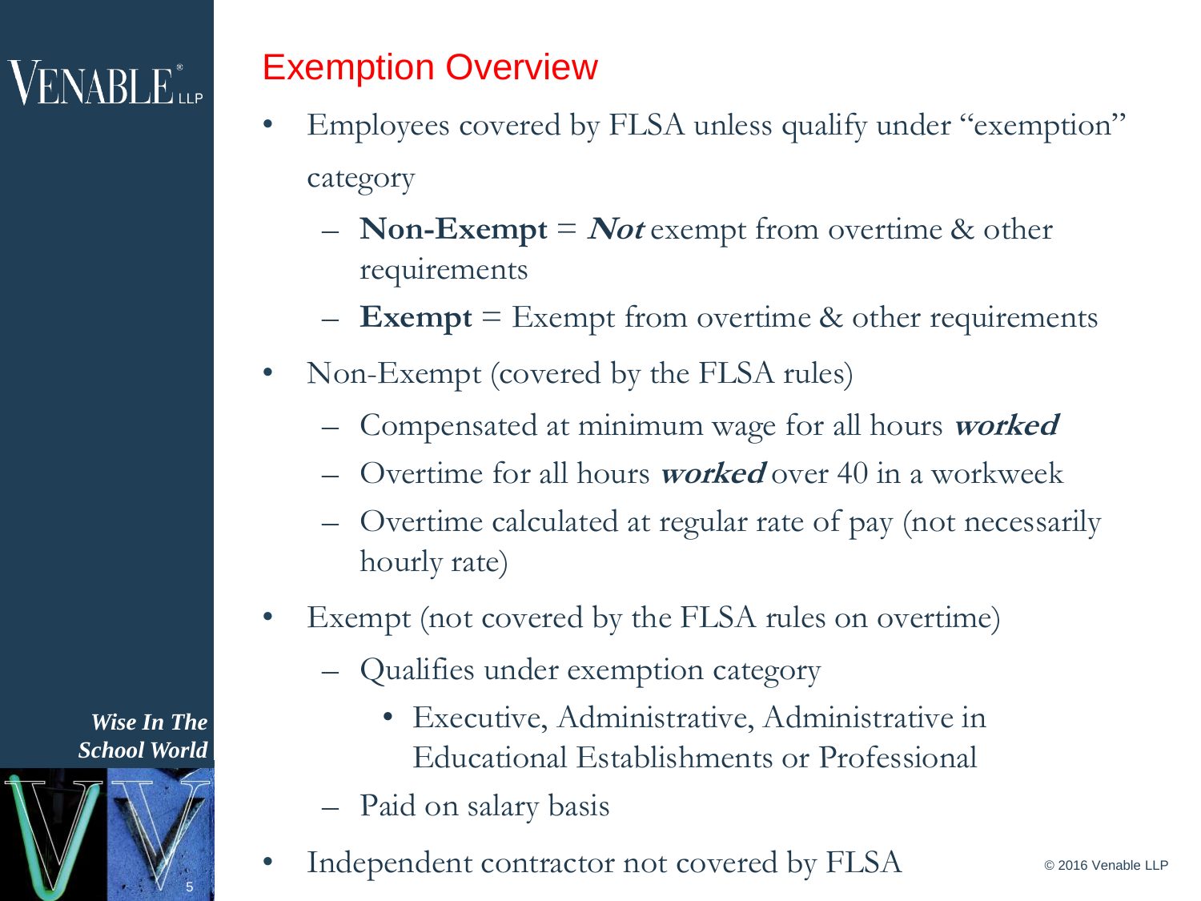# Exemption Overview

- Employees covered by FLSA unless qualify under "exemption" category
  - **Non-Exempt** = ***Not*** exempt from overtime & other requirements
  - **Exempt** = Exempt from overtime & other requirements
- Non-Exempt (covered by the FLSA rules)
  - Compensated at minimum wage for all hours ***worked***
  - Overtime for all hours ***worked*** over 40 in a workweek
  - Overtime calculated at regular rate of pay (not necessarily hourly rate)
- Exempt (not covered by the FLSA rules on overtime)
  - Qualifies under exemption category
    - Executive, Administrative, Administrative in Educational Establishments or Professional
  - Paid on salary basis
- Independent contractor not covered by FLSA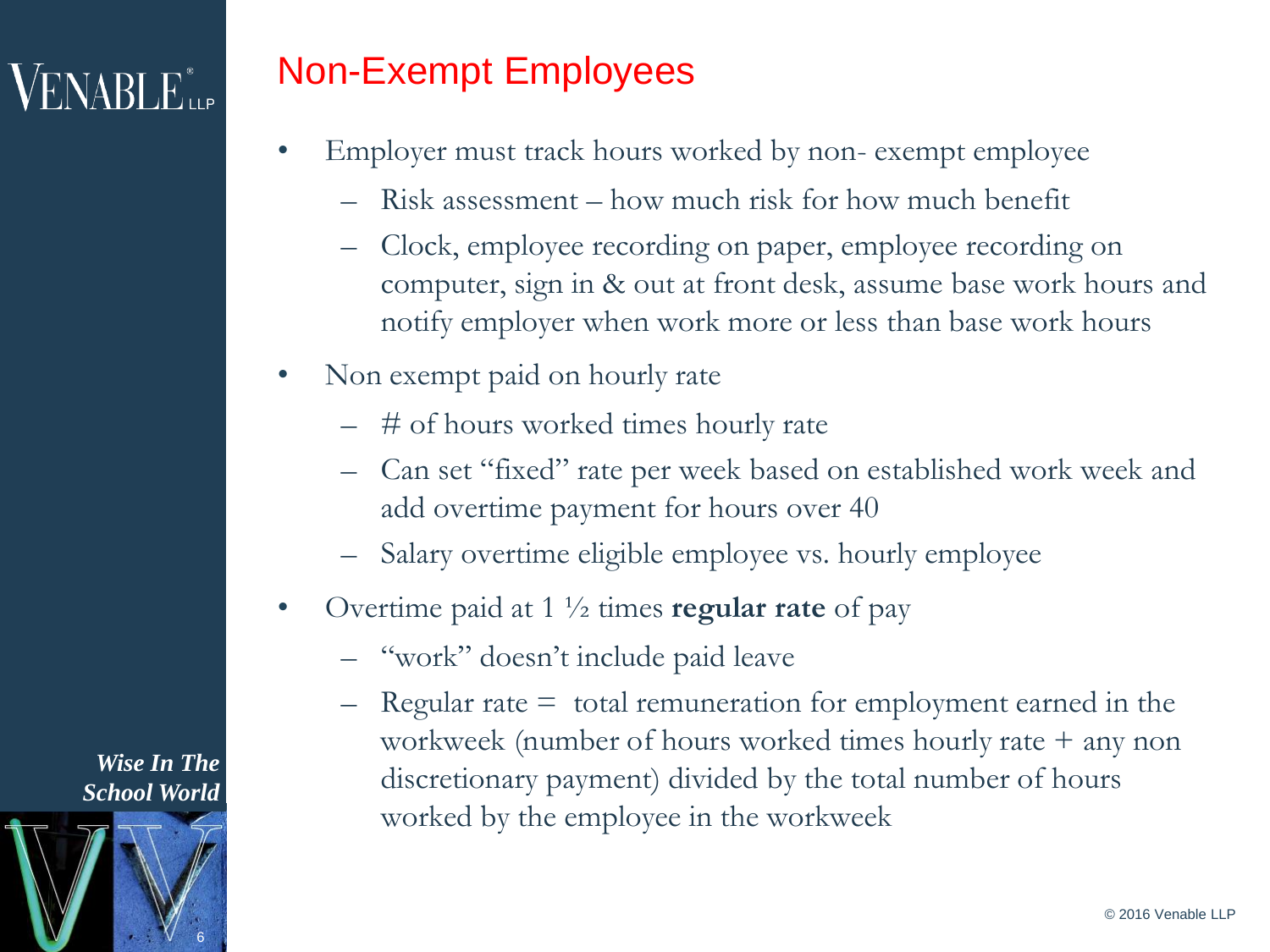# Non-Exempt Employees

- Employer must track hours worked by non- exempt employee
  - Risk assessment – how much risk for how much benefit
  - Clock, employee recording on paper, employee recording on computer, sign in & out at front desk, assume base work hours and notify employer when work more or less than base work hours
- Non exempt paid on hourly rate
  - # of hours worked times hourly rate
  - Can set "fixed" rate per week based on established work week and add overtime payment for hours over 40
  - Salary overtime eligible employee vs. hourly employee
- Overtime paid at 1 ½ times **regular rate** of pay
  - "work" doesn't include paid leave
  - Regular rate = total remuneration for employment earned in the workweek (number of hours worked times hourly rate + any non discretionary payment) divided by the total number of hours worked by the employee in the workweek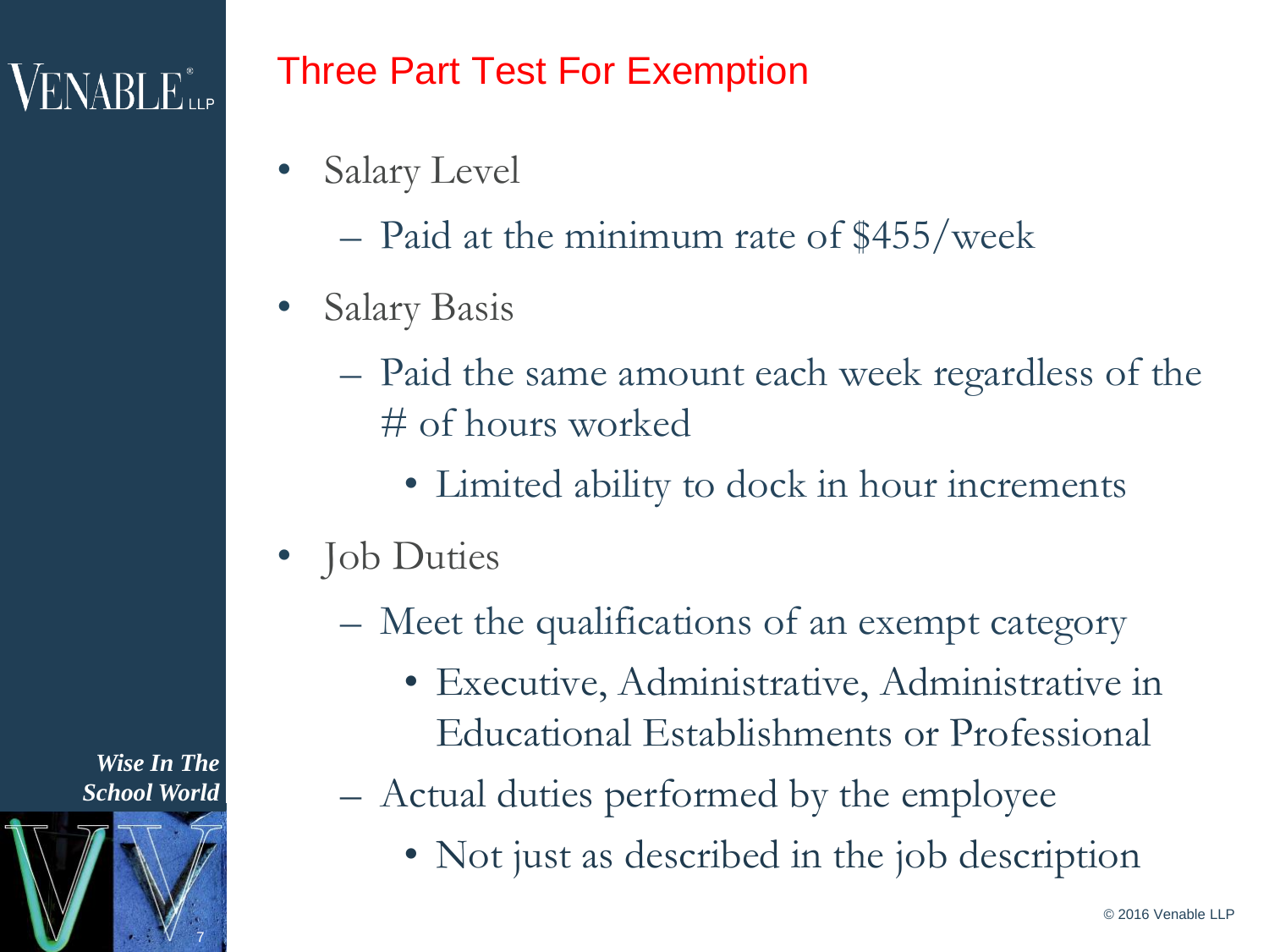## Three Part Test For Exemption

- Salary Level
  - Paid at the minimum rate of $455/week
- Salary Basis
  - Paid the same amount each week regardless of the # of hours worked
    - Limited ability to dock in hour increments
- Job Duties
  - Meet the qualifications of an exempt category
    - Executive, Administrative, Administrative in Educational Establishments or Professional
  - Actual duties performed by the employee
    - Not just as described in the job description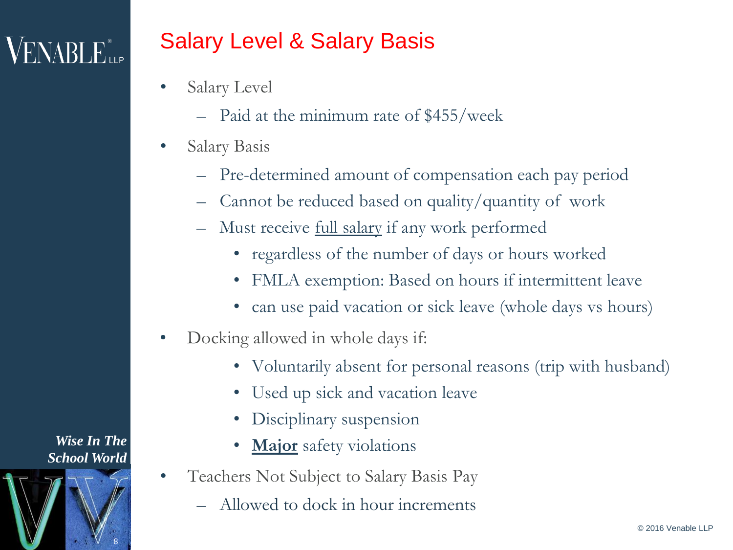# Salary Level & Salary Basis

- Salary Level
  - Paid at the minimum rate of $455/week
- Salary Basis
  - Pre-determined amount of compensation each pay period
  - Cannot be reduced based on quality/quantity of work
  - Must receive full salary if any work performed
    - regardless of the number of days or hours worked
    - FMLA exemption: Based on hours if intermittent leave
    - can use paid vacation or sick leave (whole days vs hours)
- Docking allowed in whole days if:
    - Voluntarily absent for personal reasons (trip with husband)
    - Used up sick and vacation leave
    - Disciplinary suspension
    - **Major** safety violations
- Teachers Not Subject to Salary Basis Pay
  - Allowed to dock in hour increments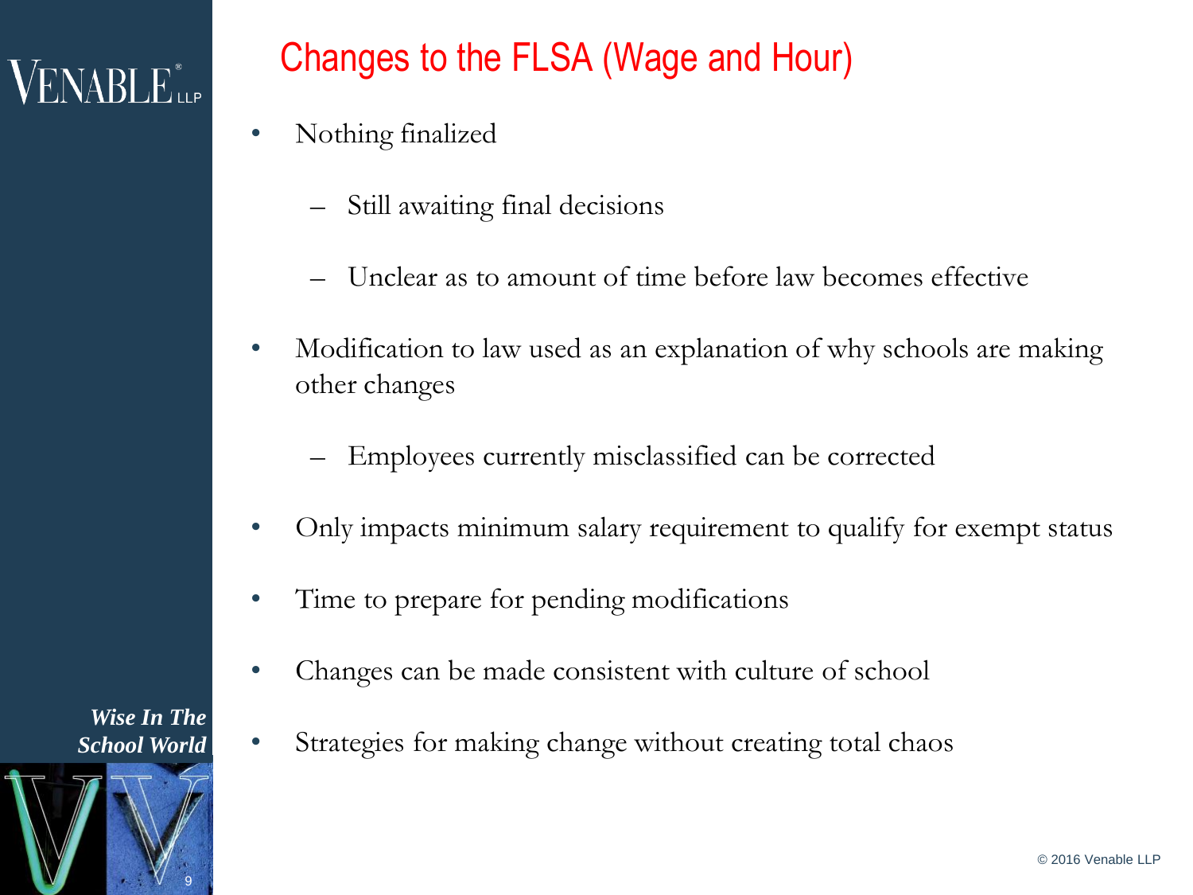# Changes to the FLSA (Wage and Hour)

- Nothing finalized
  - Still awaiting final decisions
  - Unclear as to amount of time before law becomes effective
- Modification to law used as an explanation of why schools are making other changes
  - Employees currently misclassified can be corrected
- Only impacts minimum salary requirement to qualify for exempt status
- Time to prepare for pending modifications
- Changes can be made consistent with culture of school
- Strategies for making change without creating total chaos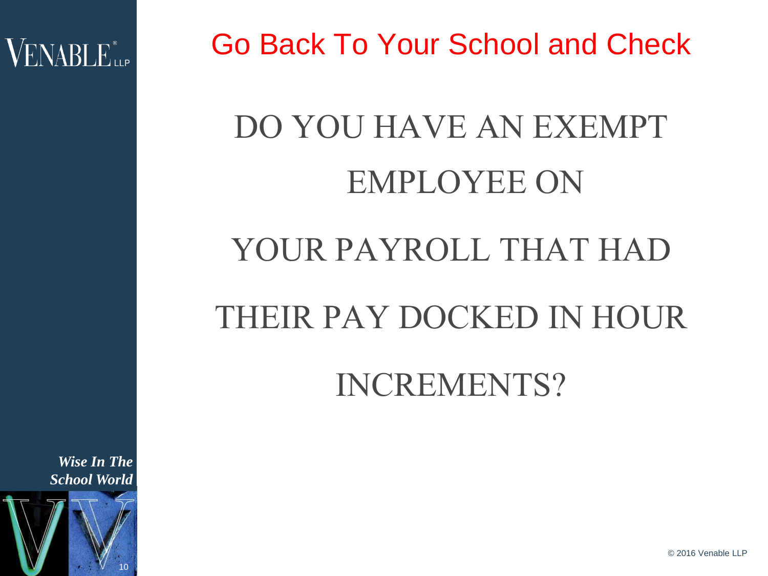# Go Back To Your School and Check

DO YOU HAVE AN EXEMPT EMPLOYEE ON YOUR PAYROLL THAT HAD THEIR PAY DOCKED IN HOUR INCREMENTS?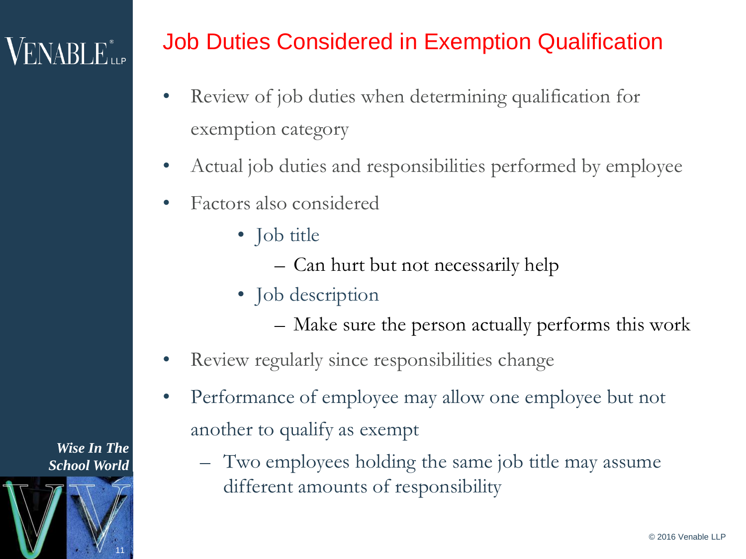# Job Duties Considered in Exemption Qualification

- Review of job duties when determining qualification for exemption category
- Actual job duties and responsibilities performed by employee
- Factors also considered
  - Job title
    - Can hurt but not necessarily help
  - Job description
    - Make sure the person actually performs this work
- Review regularly since responsibilities change
- Performance of employee may allow one employee but not another to qualify as exempt
  - Two employees holding the same job title may assume different amounts of responsibility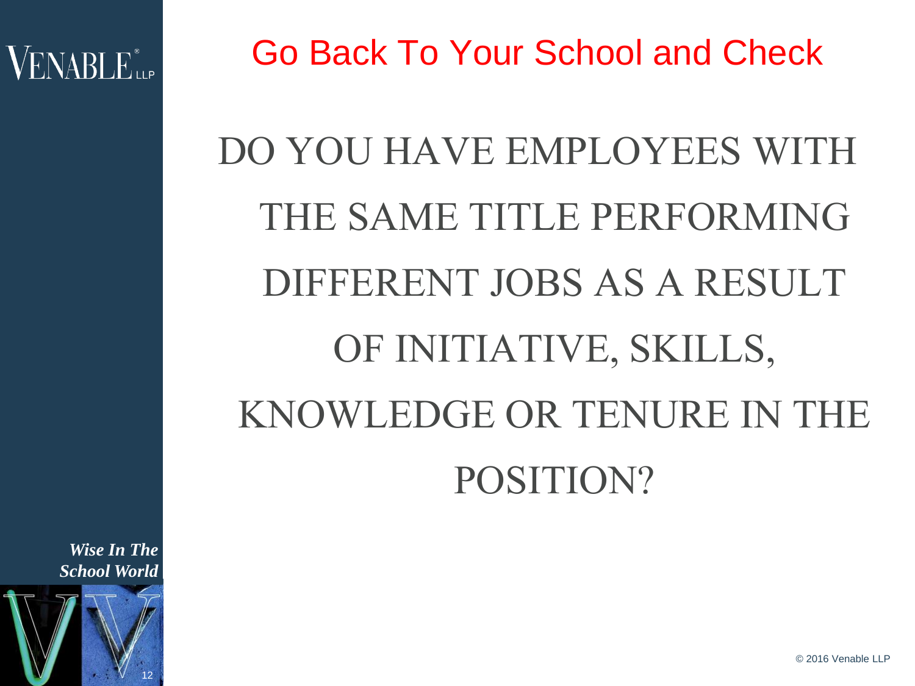# Go Back To Your School and Check

DO YOU HAVE EMPLOYEES WITH THE SAME TITLE PERFORMING DIFFERENT JOBS AS A RESULT OF INITIATIVE, SKILLS, KNOWLEDGE OR TENURE IN THE POSITION?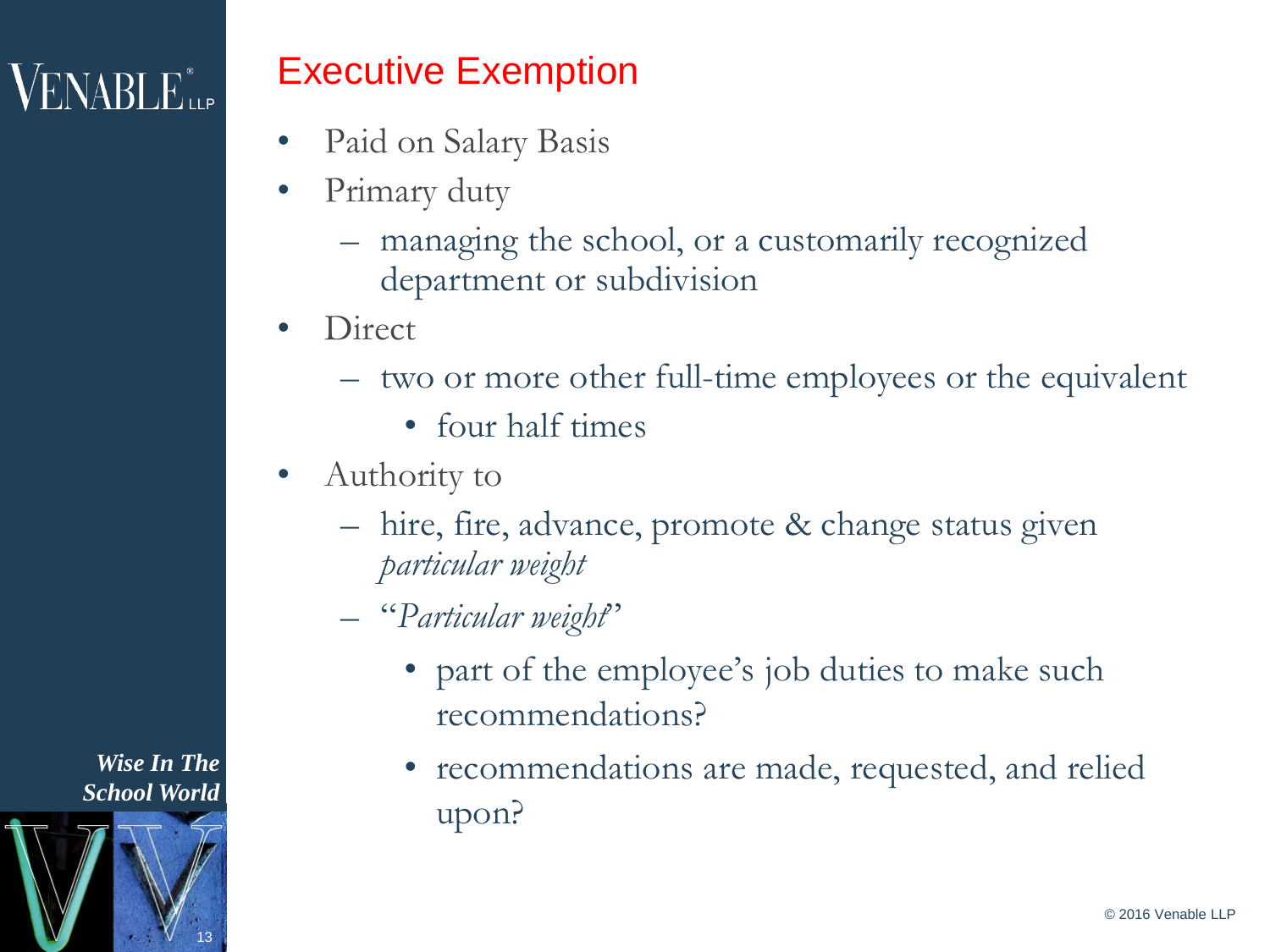# Executive Exemption

- Paid on Salary Basis
- Primary duty
  - managing the school, or a customarily recognized department or subdivision
- Direct
  - two or more other full-time employees or the equivalent
    - four half times
- Authority to
  - hire, fire, advance, promote & change status given *particular weight*
  - "*Particular weight*"
    - part of the employee's job duties to make such recommendations?
    - recommendations are made, requested, and relied upon?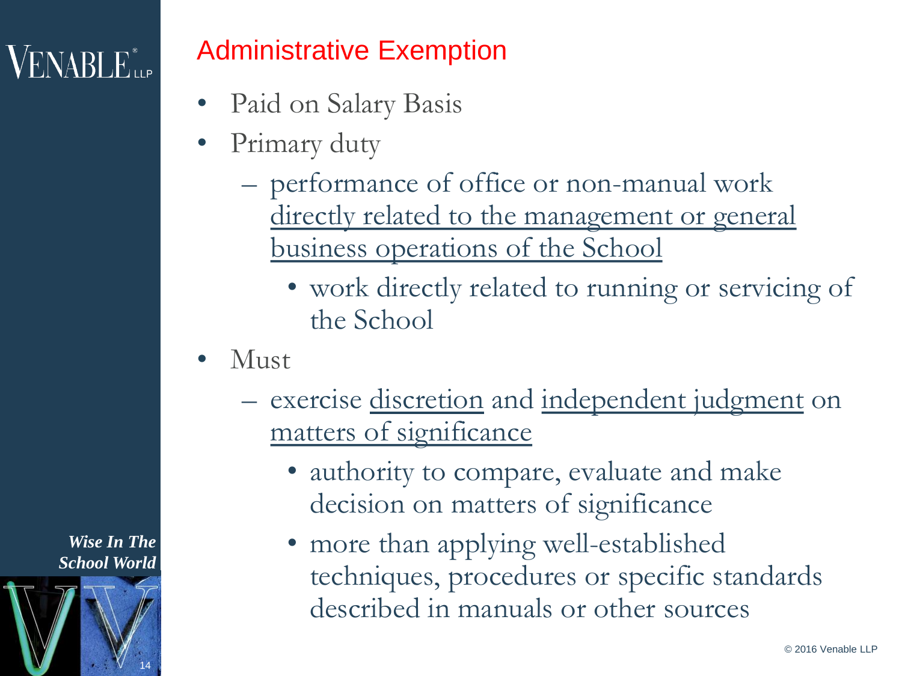# Administrative Exemption

- Paid on Salary Basis
- Primary duty
  - performance of office or non-manual work directly related to the management or general business operations of the School
    - work directly related to running or servicing of the School
- Must
  - exercise discretion and independent judgment on matters of significance
    - authority to compare, evaluate and make decision on matters of significance
    - more than applying well-established techniques, procedures or specific standards described in manuals or other sources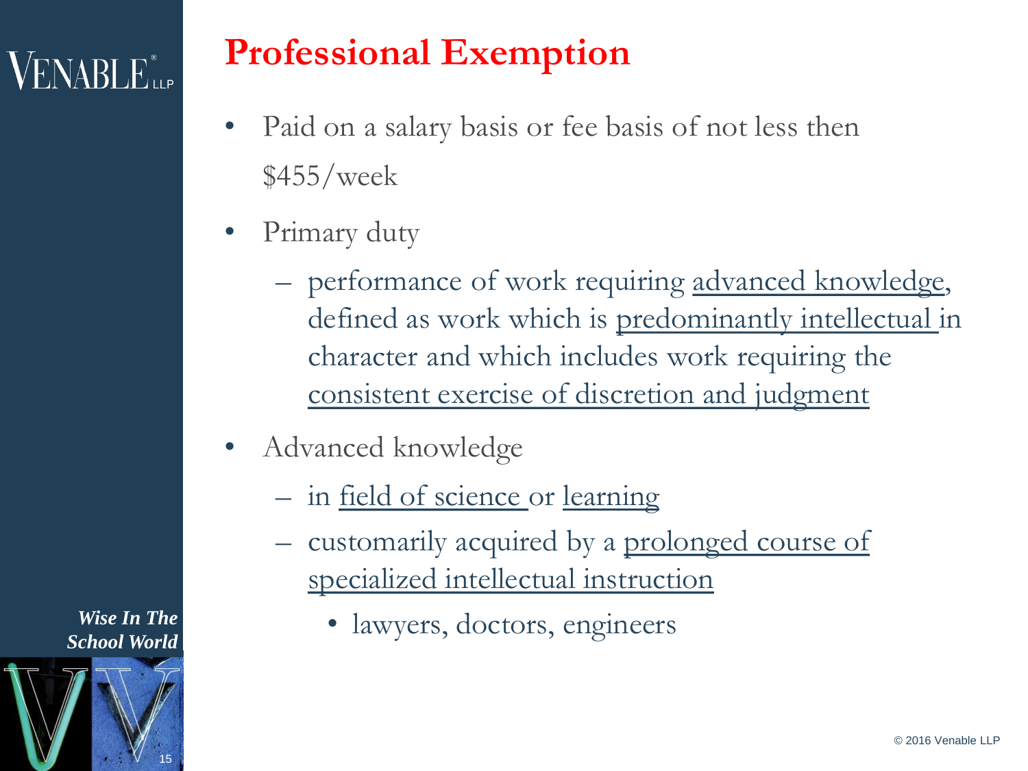# Professional Exemption

- Paid on a salary basis or fee basis of not less then $455/week
- Primary duty
  - performance of work requiring advanced knowledge, defined as work which is predominantly intellectual in character and which includes work requiring the consistent exercise of discretion and judgment
- Advanced knowledge
  - in field of science or learning
  - customarily acquired by a prolonged course of specialized intellectual instruction
    - lawyers, doctors, engineers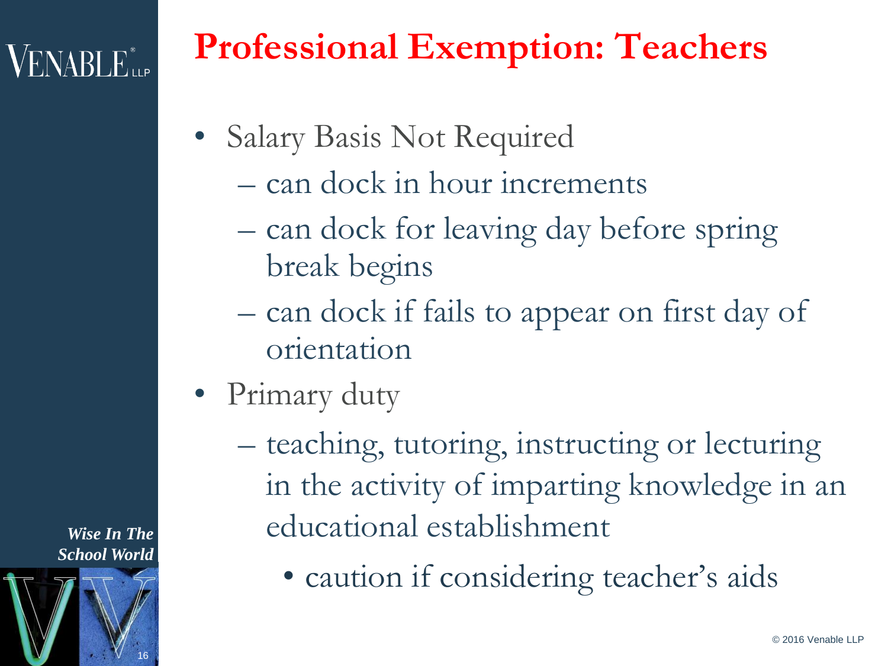# Professional Exemption: Teachers

- Salary Basis Not Required
  - can dock in hour increments
  - can dock for leaving day before spring break begins
  - can dock if fails to appear on first day of orientation
- Primary duty
  - teaching, tutoring, instructing or lecturing in the activity of imparting knowledge in an educational establishment
    - caution if considering teacher's aids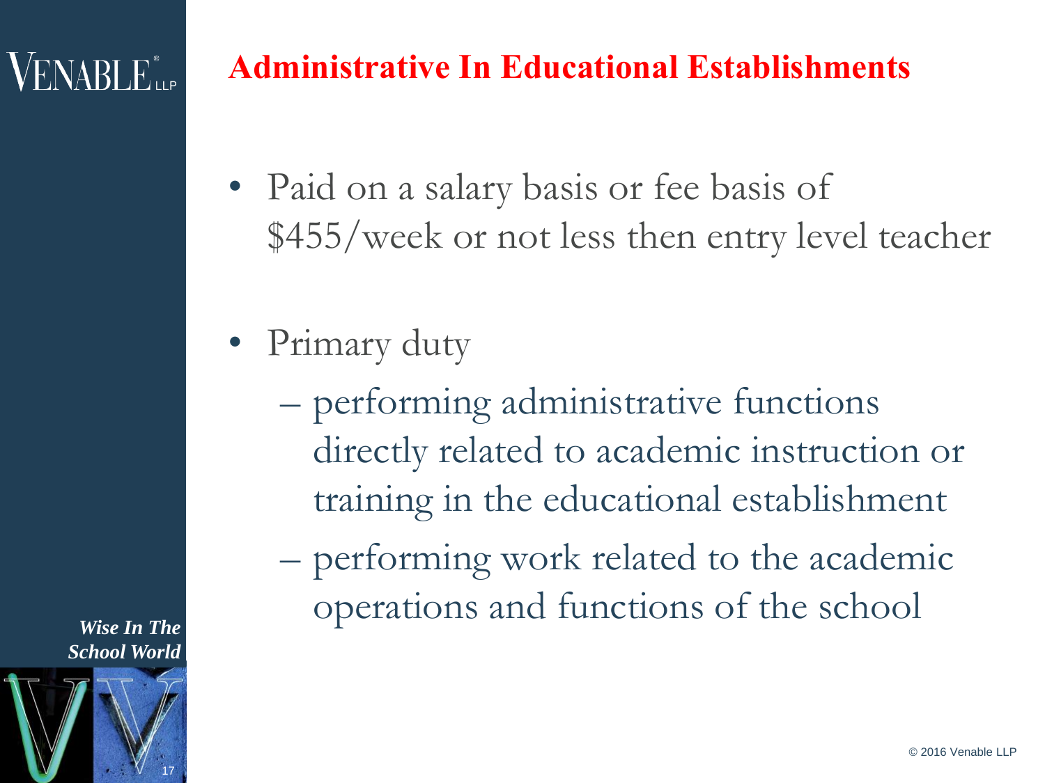# Administrative In Educational Establishments

- Paid on a salary basis or fee basis of $455/week or not less then entry level teacher
- Primary duty
  - performing administrative functions directly related to academic instruction or training in the educational establishment
  - performing work related to the academic operations and functions of the school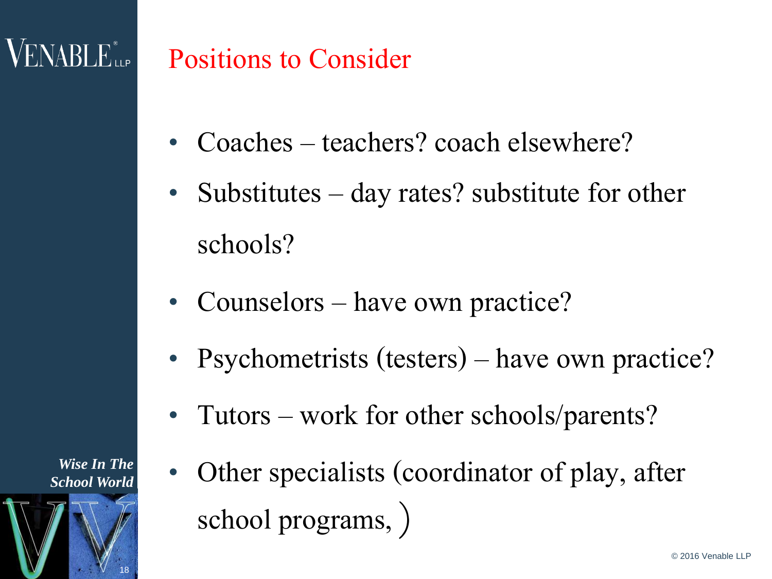## Positions to Consider

- Coaches – teachers? coach elsewhere?
- Substitutes – day rates? substitute for other schools?
- Counselors – have own practice?
- Psychometrists (testers) – have own practice?
- Tutors – work for other schools/parents?
- Other specialists (coordinator of play, after school programs, )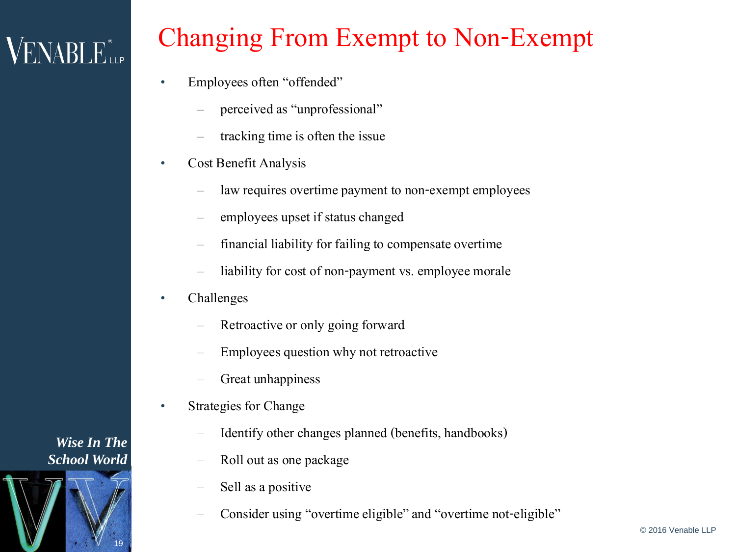# Changing From Exempt to Non-Exempt

- Employees often "offended"
  - perceived as "unprofessional"
  - tracking time is often the issue
- Cost Benefit Analysis
  - law requires overtime payment to non-exempt employees
  - employees upset if status changed
  - financial liability for failing to compensate overtime
  - liability for cost of non-payment vs. employee morale
- Challenges
  - Retroactive or only going forward
  - Employees question why not retroactive
  - Great unhappiness
- Strategies for Change
  - Identify other changes planned (benefits, handbooks)
  - Roll out as one package
  - Sell as a positive
  - Consider using "overtime eligible" and "overtime not-eligible"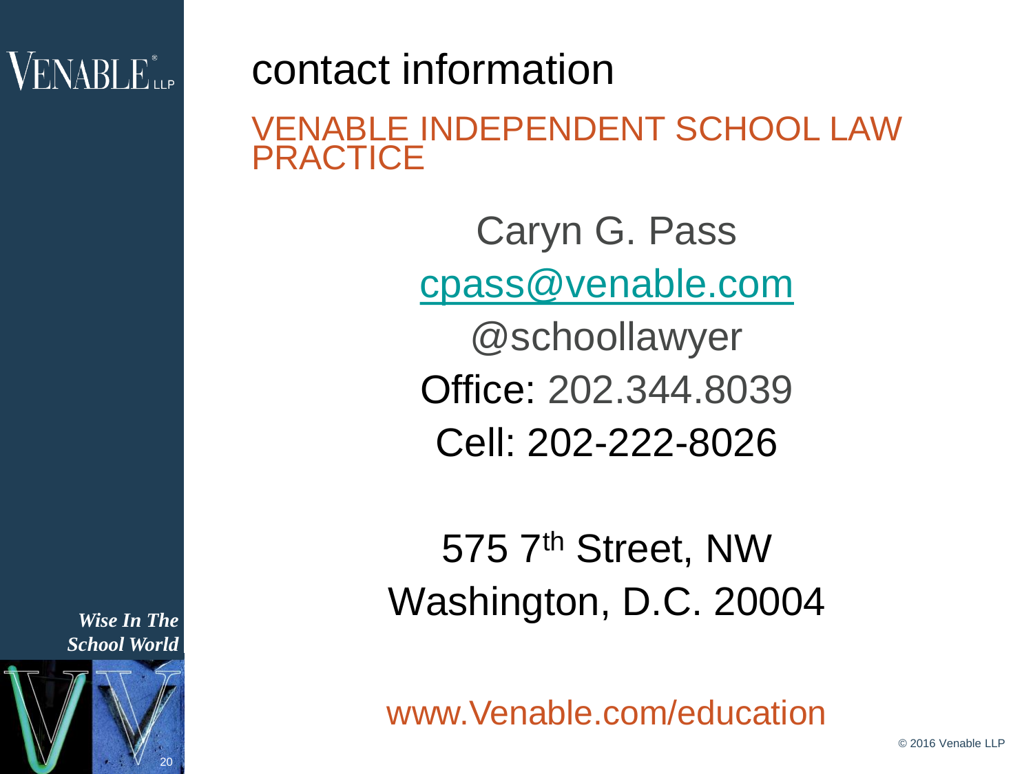# contact information

## VENABLE INDEPENDENT SCHOOL LAW PRACTICE

Caryn G. Pass

cpass@venable.com

@schoollawyer

Office: 202.344.8039

Cell: 202-222-8026

575 7th Street, NW

Washington, D.C. 20004

www.Venable.com/education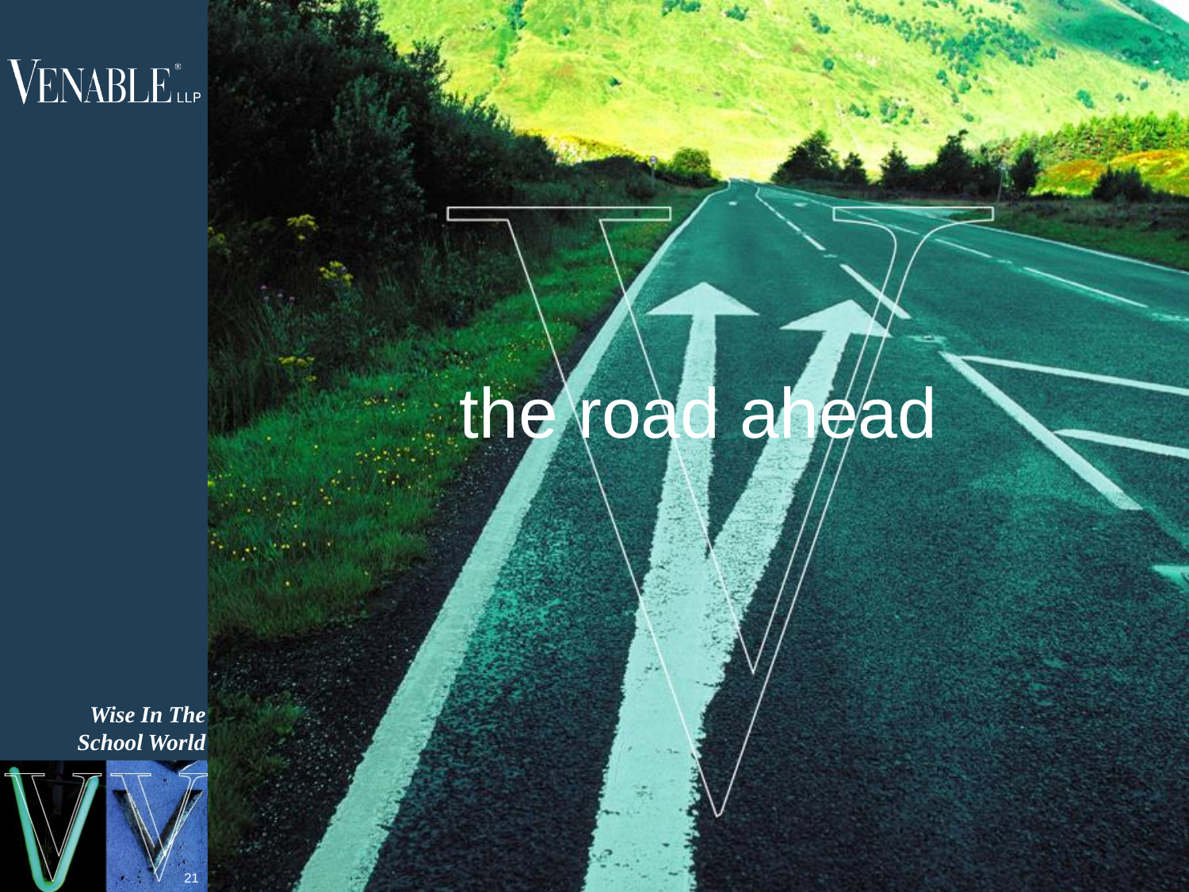# the road ahead